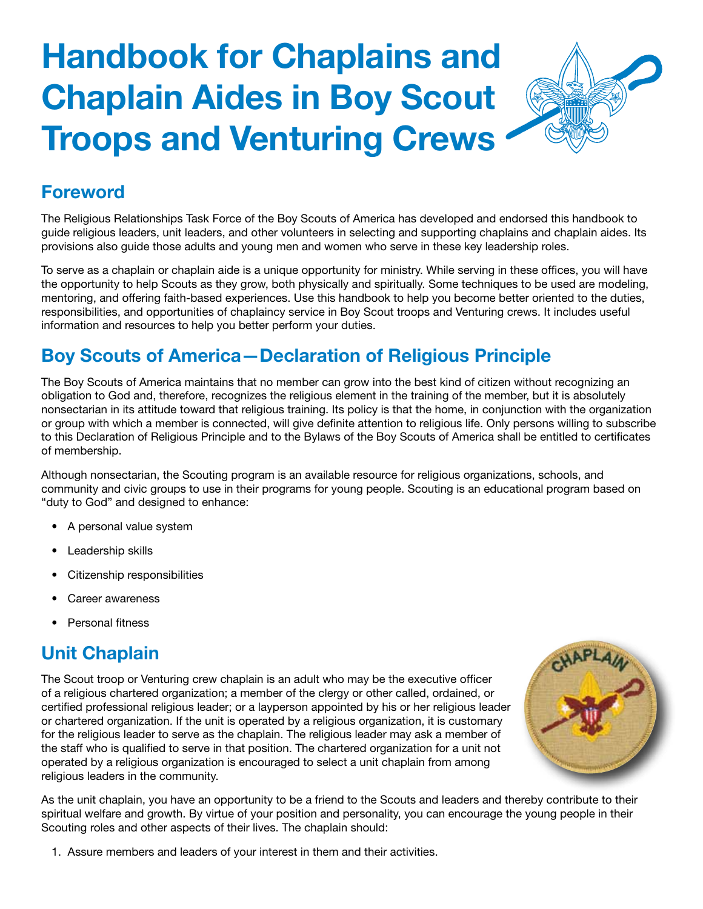# Handbook for Chaplains and Chaplain Aides in Boy Scout Troops and Venturing Crews

## Foreword

The Religious Relationships Task Force of the Boy Scouts of America has developed and endorsed this handbook to guide religious leaders, unit leaders, and other volunteers in selecting and supporting chaplains and chaplain aides. Its provisions also guide those adults and young men and women who serve in these key leadership roles.

To serve as a chaplain or chaplain aide is a unique opportunity for ministry. While serving in these offices, you will have the opportunity to help Scouts as they grow, both physically and spiritually. Some techniques to be used are modeling, mentoring, and offering faith-based experiences. Use this handbook to help you become better oriented to the duties, responsibilities, and opportunities of chaplaincy service in Boy Scout troops and Venturing crews. It includes useful information and resources to help you better perform your duties.

## Boy Scouts of America—Declaration of Religious Principle

The Boy Scouts of America maintains that no member can grow into the best kind of citizen without recognizing an obligation to God and, therefore, recognizes the religious element in the training of the member, but it is absolutely nonsectarian in its attitude toward that religious training. Its policy is that the home, in conjunction with the organization or group with which a member is connected, will give definite attention to religious life. Only persons willing to subscribe to this Declaration of Religious Principle and to the Bylaws of the Boy Scouts of America shall be entitled to certificates of membership.

Although nonsectarian, the Scouting program is an available resource for religious organizations, schools, and community and civic groups to use in their programs for young people. Scouting is an educational program based on "duty to God" and designed to enhance:

- A personal value system
- Leadership skills
- Citizenship responsibilities
- Career awareness
- Personal fitness

## Unit Chaplain

The Scout troop or Venturing crew chaplain is an adult who may be the executive officer of a religious chartered organization; a member of the clergy or other called, ordained, or certified professional religious leader; or a layperson appointed by his or her religious leader or chartered organization. If the unit is operated by a religious organization, it is customary for the religious leader to serve as the chaplain. The religious leader may ask a member of the staff who is qualified to serve in that position. The chartered organization for a unit not operated by a religious organization is encouraged to select a unit chaplain from among religious leaders in the community.

As the unit chaplain, you have an opportunity to be a friend to the Scouts and leaders and thereby contribute to their spiritual welfare and growth. By virtue of your position and personality, you can encourage the young people in their Scouting roles and other aspects of their lives. The chaplain should:

1. Assure members and leaders of your interest in them and their activities.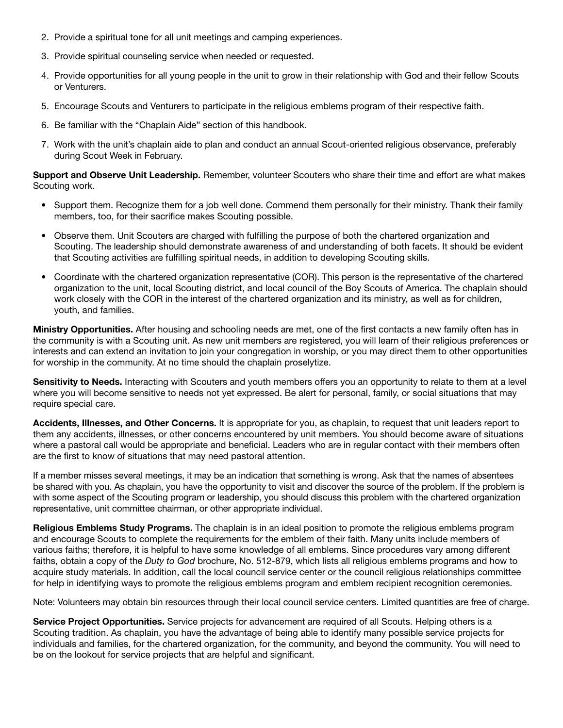2. Provide a spiritual tone for all unit meetings and camping experiences.
3. Provide spiritual counseling service when needed or requested.
4. Provide opportunities for all young people in the unit to grow in their relationship with God and their fellow Scouts or Venturers.
5. Encourage Scouts and Venturers to participate in the religious emblems program of their respective faith.
6. Be familiar with the "Chaplain Aide" section of this handbook.
7. Work with the unit's chaplain aide to plan and conduct an annual Scout-oriented religious observance, preferably during Scout Week in February.

**Support and Observe Unit Leadership.** Remember, volunteer Scouters who share their time and effort are what makes Scouting work.

- Support them. Recognize them for a job well done. Commend them personally for their ministry. Thank their family members, too, for their sacrifice makes Scouting possible.
- Observe them. Unit Scouters are charged with fulfilling the purpose of both the chartered organization and Scouting. The leadership should demonstrate awareness of and understanding of both facets. It should be evident that Scouting activities are fulfilling spiritual needs, in addition to developing Scouting skills.
- Coordinate with the chartered organization representative (COR). This person is the representative of the chartered organization to the unit, local Scouting district, and local council of the Boy Scouts of America. The chaplain should work closely with the COR in the interest of the chartered organization and its ministry, as well as for children, youth, and families.

**Ministry Opportunities.** After housing and schooling needs are met, one of the first contacts a new family often has in the community is with a Scouting unit. As new unit members are registered, you will learn of their religious preferences or interests and can extend an invitation to join your congregation in worship, or you may direct them to other opportunities for worship in the community. At no time should the chaplain proselytize.

**Sensitivity to Needs.** Interacting with Scouters and youth members offers you an opportunity to relate to them at a level where you will become sensitive to needs not yet expressed. Be alert for personal, family, or social situations that may require special care.

**Accidents, Illnesses, and Other Concerns.** It is appropriate for you, as chaplain, to request that unit leaders report to them any accidents, illnesses, or other concerns encountered by unit members. You should become aware of situations where a pastoral call would be appropriate and beneficial. Leaders who are in regular contact with their members often are the first to know of situations that may need pastoral attention.

If a member misses several meetings, it may be an indication that something is wrong. Ask that the names of absentees be shared with you. As chaplain, you have the opportunity to visit and discover the source of the problem. If the problem is with some aspect of the Scouting program or leadership, you should discuss this problem with the chartered organization representative, unit committee chairman, or other appropriate individual.

**Religious Emblems Study Programs.** The chaplain is in an ideal position to promote the religious emblems program and encourage Scouts to complete the requirements for the emblem of their faith. Many units include members of various faiths; therefore, it is helpful to have some knowledge of all emblems. Since procedures vary among different faiths, obtain a copy of the *Duty to God* brochure, No. 512-879, which lists all religious emblems programs and how to acquire study materials. In addition, call the local council service center or the council religious relationships committee for help in identifying ways to promote the religious emblems program and emblem recipient recognition ceremonies.

Note: Volunteers may obtain bin resources through their local council service centers. Limited quantities are free of charge.

**Service Project Opportunities.** Service projects for advancement are required of all Scouts. Helping others is a Scouting tradition. As chaplain, you have the advantage of being able to identify many possible service projects for individuals and families, for the chartered organization, for the community, and beyond the community. You will need to be on the lookout for service projects that are helpful and significant.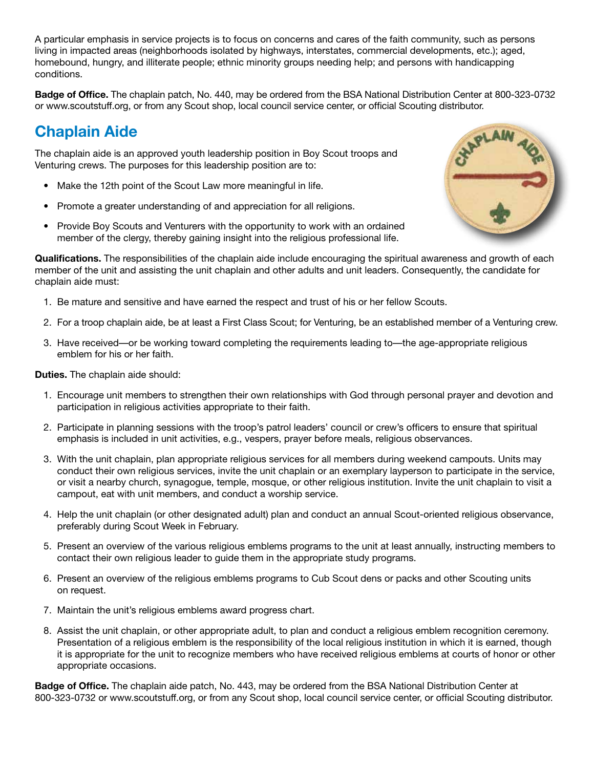A particular emphasis in service projects is to focus on concerns and cares of the faith community, such as persons living in impacted areas (neighborhoods isolated by highways, interstates, commercial developments, etc.); aged, homebound, hungry, and illiterate people; ethnic minority groups needing help; and persons with handicapping conditions.

**Badge of Office.** The chaplain patch, No. 440, may be ordered from the BSA National Distribution Center at 800-323-0732 or www.scoutstuff.org, or from any Scout shop, local council service center, or official Scouting distributor.

## Chaplain Aide

The chaplain aide is an approved youth leadership position in Boy Scout troops and Venturing crews. The purposes for this leadership position are to:

- Make the 12th point of the Scout Law more meaningful in life.
- Promote a greater understanding of and appreciation for all religions.
- Provide Boy Scouts and Venturers with the opportunity to work with an ordained member of the clergy, thereby gaining insight into the religious professional life.

**Qualifications.** The responsibilities of the chaplain aide include encouraging the spiritual awareness and growth of each member of the unit and assisting the unit chaplain and other adults and unit leaders. Consequently, the candidate for chaplain aide must:

1. Be mature and sensitive and have earned the respect and trust of his or her fellow Scouts.
2. For a troop chaplain aide, be at least a First Class Scout; for Venturing, be an established member of a Venturing crew.
3. Have received—or be working toward completing the requirements leading to—the age-appropriate religious emblem for his or her faith.

**Duties.** The chaplain aide should:

1. Encourage unit members to strengthen their own relationships with God through personal prayer and devotion and participation in religious activities appropriate to their faith.
2. Participate in planning sessions with the troop's patrol leaders' council or crew's officers to ensure that spiritual emphasis is included in unit activities, e.g., vespers, prayer before meals, religious observances.
3. With the unit chaplain, plan appropriate religious services for all members during weekend campouts. Units may conduct their own religious services, invite the unit chaplain or an exemplary layperson to participate in the service, or visit a nearby church, synagogue, temple, mosque, or other religious institution. Invite the unit chaplain to visit a campout, eat with unit members, and conduct a worship service.
4. Help the unit chaplain (or other designated adult) plan and conduct an annual Scout-oriented religious observance, preferably during Scout Week in February.
5. Present an overview of the various religious emblems programs to the unit at least annually, instructing members to contact their own religious leader to guide them in the appropriate study programs.
6. Present an overview of the religious emblems programs to Cub Scout dens or packs and other Scouting units on request.
7. Maintain the unit's religious emblems award progress chart.
8. Assist the unit chaplain, or other appropriate adult, to plan and conduct a religious emblem recognition ceremony. Presentation of a religious emblem is the responsibility of the local religious institution in which it is earned, though it is appropriate for the unit to recognize members who have received religious emblems at courts of honor or other appropriate occasions.

**Badge of Office.** The chaplain aide patch, No. 443, may be ordered from the BSA National Distribution Center at 800-323-0732 or www.scoutstuff.org, or from any Scout shop, local council service center, or official Scouting distributor.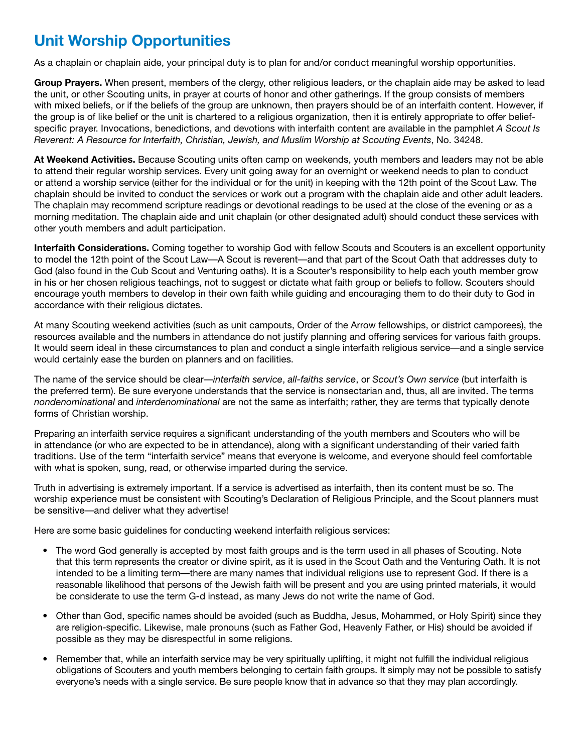## Unit Worship Opportunities

As a chaplain or chaplain aide, your principal duty is to plan for and/or conduct meaningful worship opportunities.

**Group Prayers.** When present, members of the clergy, other religious leaders, or the chaplain aide may be asked to lead the unit, or other Scouting units, in prayer at courts of honor and other gatherings. If the group consists of members with mixed beliefs, or if the beliefs of the group are unknown, then prayers should be of an interfaith content. However, if the group is of like belief or the unit is chartered to a religious organization, then it is entirely appropriate to offer belief-specific prayer. Invocations, benedictions, and devotions with interfaith content are available in the pamphlet *A Scout Is Reverent: A Resource for Interfaith, Christian, Jewish, and Muslim Worship at Scouting Events*, No. 34248.

**At Weekend Activities.** Because Scouting units often camp on weekends, youth members and leaders may not be able to attend their regular worship services. Every unit going away for an overnight or weekend needs to plan to conduct or attend a worship service (either for the individual or for the unit) in keeping with the 12th point of the Scout Law. The chaplain should be invited to conduct the services or work out a program with the chaplain aide and other adult leaders. The chaplain may recommend scripture readings or devotional readings to be used at the close of the evening or as a morning meditation. The chaplain aide and unit chaplain (or other designated adult) should conduct these services with other youth members and adult participation.

**Interfaith Considerations.** Coming together to worship God with fellow Scouts and Scouters is an excellent opportunity to model the 12th point of the Scout Law—A Scout is reverent—and that part of the Scout Oath that addresses duty to God (also found in the Cub Scout and Venturing oaths). It is a Scouter's responsibility to help each youth member grow in his or her chosen religious teachings, not to suggest or dictate what faith group or beliefs to follow. Scouters should encourage youth members to develop in their own faith while guiding and encouraging them to do their duty to God in accordance with their religious dictates.

At many Scouting weekend activities (such as unit campouts, Order of the Arrow fellowships, or district camporees), the resources available and the numbers in attendance do not justify planning and offering services for various faith groups. It would seem ideal in these circumstances to plan and conduct a single interfaith religious service—and a single service would certainly ease the burden on planners and on facilities.

The name of the service should be clear—*interfaith service*, *all-faiths service*, or *Scout's Own service* (but interfaith is the preferred term). Be sure everyone understands that the service is nonsectarian and, thus, all are invited. The terms *nondenominational* and *interdenominational* are not the same as interfaith; rather, they are terms that typically denote forms of Christian worship.

Preparing an interfaith service requires a significant understanding of the youth members and Scouters who will be in attendance (or who are expected to be in attendance), along with a significant understanding of their varied faith traditions. Use of the term "interfaith service" means that everyone is welcome, and everyone should feel comfortable with what is spoken, sung, read, or otherwise imparted during the service.

Truth in advertising is extremely important. If a service is advertised as interfaith, then its content must be so. The worship experience must be consistent with Scouting's Declaration of Religious Principle, and the Scout planners must be sensitive—and deliver what they advertise!

Here are some basic guidelines for conducting weekend interfaith religious services:

- The word God generally is accepted by most faith groups and is the term used in all phases of Scouting. Note that this term represents the creator or divine spirit, as it is used in the Scout Oath and the Venturing Oath. It is not intended to be a limiting term—there are many names that individual religions use to represent God. If there is a reasonable likelihood that persons of the Jewish faith will be present and you are using printed materials, it would be considerate to use the term G-d instead, as many Jews do not write the name of God.
- Other than God, specific names should be avoided (such as Buddha, Jesus, Mohammed, or Holy Spirit) since they are religion-specific. Likewise, male pronouns (such as Father God, Heavenly Father, or His) should be avoided if possible as they may be disrespectful in some religions.
- Remember that, while an interfaith service may be very spiritually uplifting, it might not fulfill the individual religious obligations of Scouters and youth members belonging to certain faith groups. It simply may not be possible to satisfy everyone's needs with a single service. Be sure people know that in advance so that they may plan accordingly.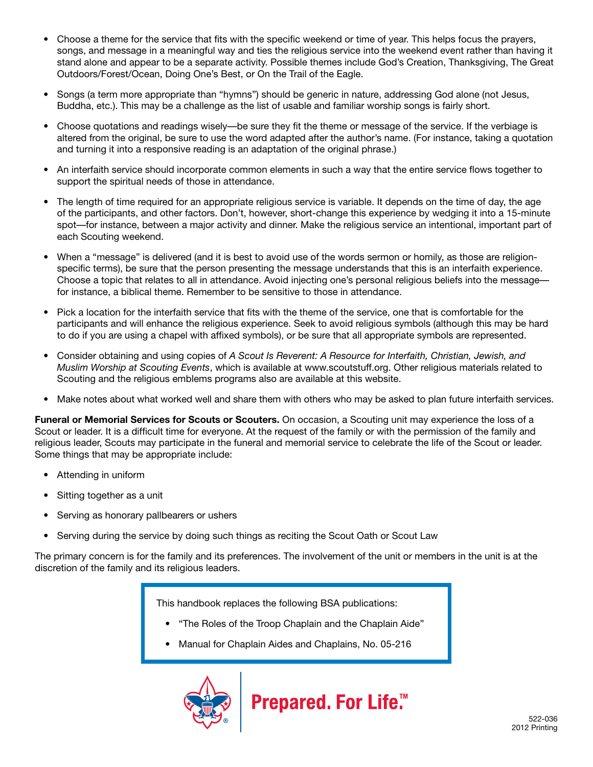- Choose a theme for the service that fits with the specific weekend or time of year. This helps focus the prayers, songs, and message in a meaningful way and ties the religious service into the weekend event rather than having it stand alone and appear to be a separate activity. Possible themes include God's Creation, Thanksgiving, The Great Outdoors/Forest/Ocean, Doing One's Best, or On the Trail of the Eagle.
- Songs (a term more appropriate than "hymns") should be generic in nature, addressing God alone (not Jesus, Buddha, etc.). This may be a challenge as the list of usable and familiar worship songs is fairly short.
- Choose quotations and readings wisely—be sure they fit the theme or message of the service. If the verbiage is altered from the original, be sure to use the word adapted after the author's name. (For instance, taking a quotation and turning it into a responsive reading is an adaptation of the original phrase.)
- An interfaith service should incorporate common elements in such a way that the entire service flows together to support the spiritual needs of those in attendance.
- The length of time required for an appropriate religious service is variable. It depends on the time of day, the age of the participants, and other factors. Don't, however, short-change this experience by wedging it into a 15-minute spot—for instance, between a major activity and dinner. Make the religious service an intentional, important part of each Scouting weekend.
- When a "message" is delivered (and it is best to avoid use of the words sermon or homily, as those are religion-specific terms), be sure that the person presenting the message understands that this is an interfaith experience. Choose a topic that relates to all in attendance. Avoid injecting one's personal religious beliefs into the message—for instance, a biblical theme. Remember to be sensitive to those in attendance.
- Pick a location for the interfaith service that fits with the theme of the service, one that is comfortable for the participants and will enhance the religious experience. Seek to avoid religious symbols (although this may be hard to do if you are using a chapel with affixed symbols), or be sure that all appropriate symbols are represented.
- Consider obtaining and using copies of *A Scout Is Reverent: A Resource for Interfaith, Christian, Jewish, and Muslim Worship at Scouting Events*, which is available at www.scoutstuff.org. Other religious materials related to Scouting and the religious emblems programs also are available at this website.
- Make notes about what worked well and share them with others who may be asked to plan future interfaith services.

**Funeral or Memorial Services for Scouts or Scouters.** On occasion, a Scouting unit may experience the loss of a Scout or leader. It is a difficult time for everyone. At the request of the family or with the permission of the family and religious leader, Scouts may participate in the funeral and memorial service to celebrate the life of the Scout or leader. Some things that may be appropriate include:

- Attending in uniform
- Sitting together as a unit
- Serving as honorary pallbearers or ushers
- Serving during the service by doing such things as reciting the Scout Oath or Scout Law

The primary concern is for the family and its preferences. The involvement of the unit or members in the unit is at the discretion of the family and its religious leaders.

> This handbook replaces the following BSA publications:
>
> - "The Roles of the Troop Chaplain and the Chaplain Aide"
> - Manual for Chaplain Aides and Chaplains, No. 05-216

Prepared. For Life.™

522-036
2012 Printing